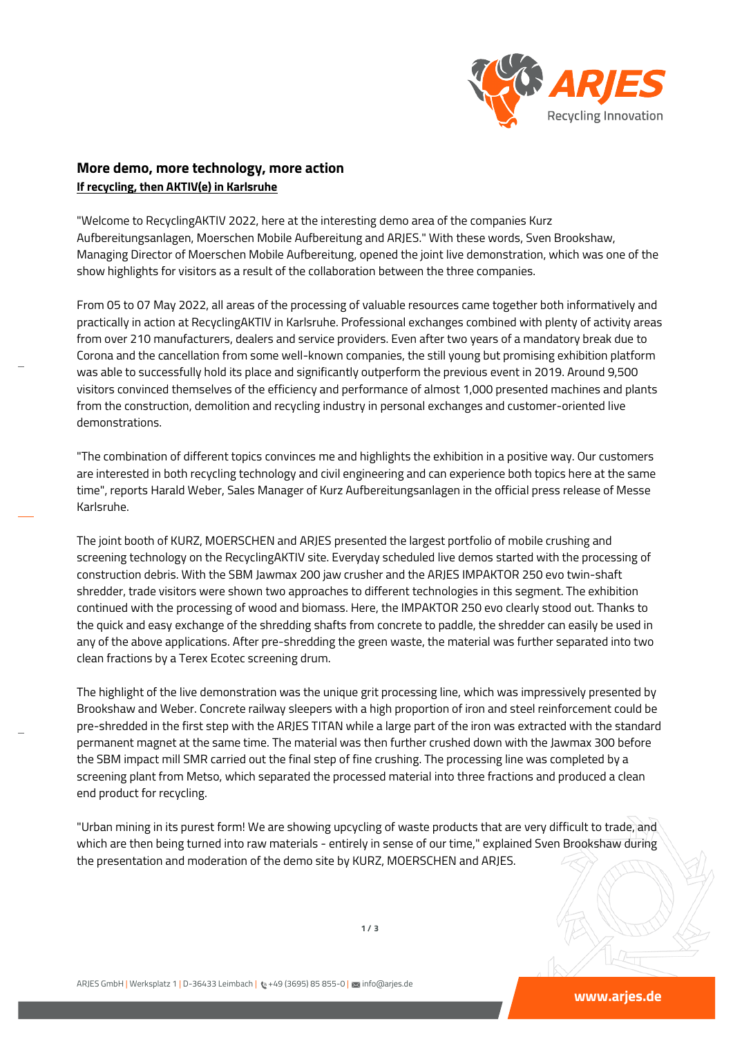## More demo, more technology, more action

**If recycling, then AKTIV(e) in Karlsruhe**

"Welcome to RecyclingAKTIV 2022, here at the interesting demo area of the companies Kurz Aufbereitungsanlagen, Moerschen Mobile Aufbereitung and ARJES." With these words, Sven Brookshaw, Managing Director of Moerschen Mobile Aufbereitung, opened the joint live demonstration, which was one of the show highlights for visitors as a result of the collaboration between the three companies.

From 05 to 07 May 2022, all areas of the processing of valuable resources came together both informatively and practically in action at RecyclingAKTIV in Karlsruhe. Professional exchanges combined with plenty of activity areas from over 210 manufacturers, dealers and service providers. Even after two years of a mandatory break due to Corona and the cancellation from some well-known companies, the still young but promising exhibition platform was able to successfully hold its place and significantly outperform the previous event in 2019. Around 9,500 visitors convinced themselves of the efficiency and performance of almost 1,000 presented machines and plants from the construction, demolition and recycling industry in personal exchanges and customer-oriented live demonstrations.

"The combination of different topics convinces me and highlights the exhibition in a positive way. Our customers are interested in both recycling technology and civil engineering and can experience both topics here at the same time", reports Harald Weber, Sales Manager of Kurz Aufbereitungsanlagen in the official press release of Messe Karlsruhe.

The joint booth of KURZ, MOERSCHEN and ARJES presented the largest portfolio of mobile crushing and screening technology on the RecyclingAKTIV site. Everyday scheduled live demos started with the processing of construction debris. With the SBM Jawmax 200 jaw crusher and the ARJES IMPAKTOR 250 evo twin-shaft shredder, trade visitors were shown two approaches to different technologies in this segment. The exhibition continued with the processing of wood and biomass. Here, the IMPAKTOR 250 evo clearly stood out. Thanks to the quick and easy exchange of the shredding shafts from concrete to paddle, the shredder can easily be used in any of the above applications. After pre-shredding the green waste, the material was further separated into two clean fractions by a Terex Ecotec screening drum.

The highlight of the live demonstration was the unique grit processing line, which was impressively presented by Brookshaw and Weber. Concrete railway sleepers with a high proportion of iron and steel reinforcement could be pre-shredded in the first step with the ARJES TITAN while a large part of the iron was extracted with the standard permanent magnet at the same time. The material was then further crushed down with the Jawmax 300 before the SBM impact mill SMR carried out the final step of fine crushing. The processing line was completed by a screening plant from Metso, which separated the processed material into three fractions and produced a clean end product for recycling.

"Urban mining in its purest form! We are showing upcycling of waste products that are very difficult to trade, and which are then being turned into raw materials - entirely in sense of our time," explained Sven Brookshaw during the presentation and moderation of the demo site by KURZ, MOERSCHEN and ARJES.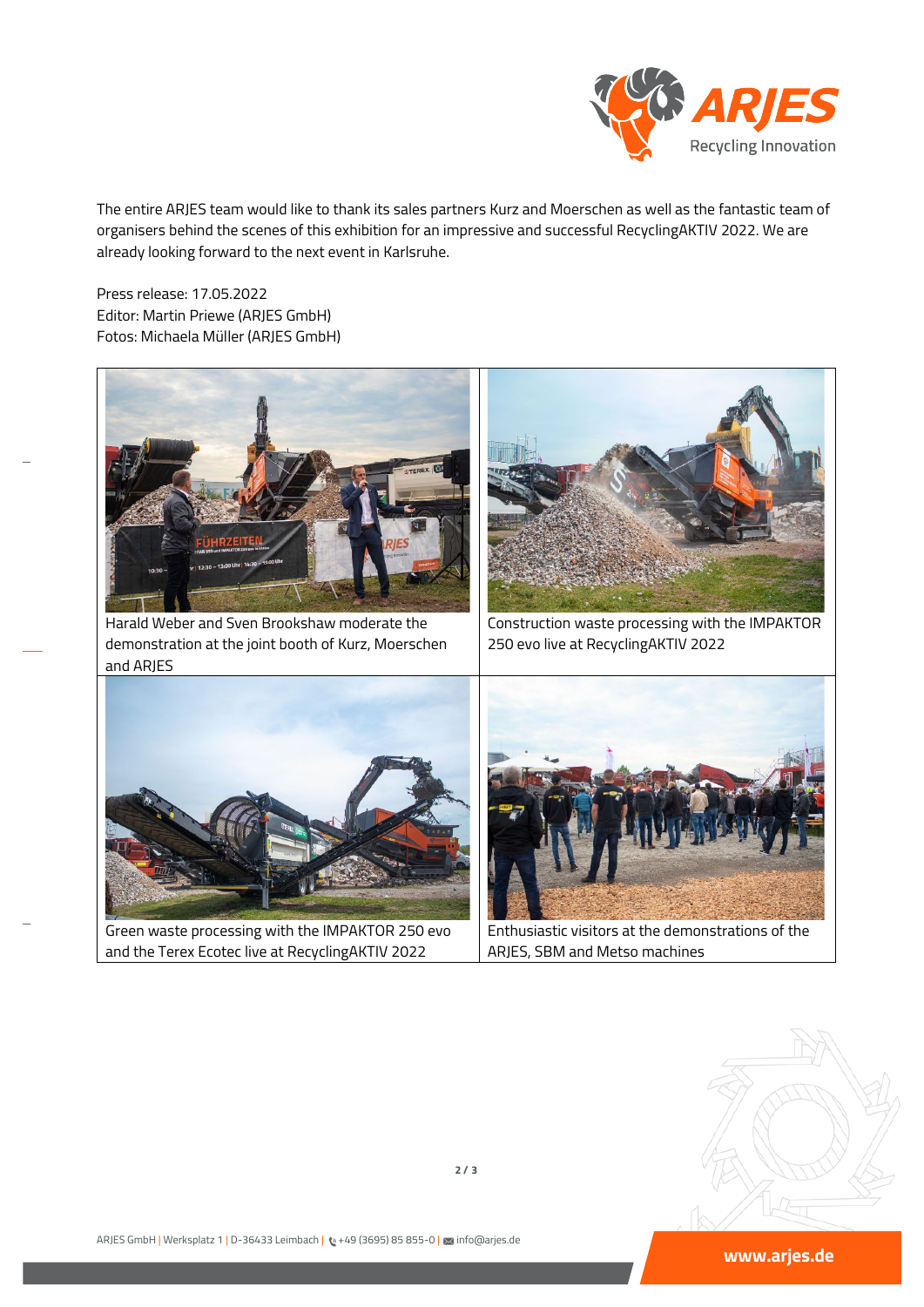The entire ARJES team would like to thank its sales partners Kurz and Moerschen as well as the fantastic team of organisers behind the scenes of this exhibition for an impressive and successful RecyclingAKTIV 2022. We are already looking forward to the next event in Karlsruhe.

Press release: 17.05.2022
Editor: Martin Priewe (ARJES GmbH)
Fotos: Michaela Müller (ARJES GmbH)

| | |
|---|---|
| Harald Weber and Sven Brookshaw moderate the demonstration at the joint booth of Kurz, Moerschen and ARJES | Construction waste processing with the IMPAKTOR 250 evo live at RecyclingAKTIV 2022 |
| Green waste processing with the IMPAKTOR 250 evo and the Terex Ecotec live at RecyclingAKTIV 2022 | Enthusiastic visitors at the demonstrations of the ARJES, SBM and Metso machines |

ARJES GmbH | Werksplatz 1 | D-36433 Leimbach | +49 (3695) 85 855-0 | info@arjes.de

www.arjes.de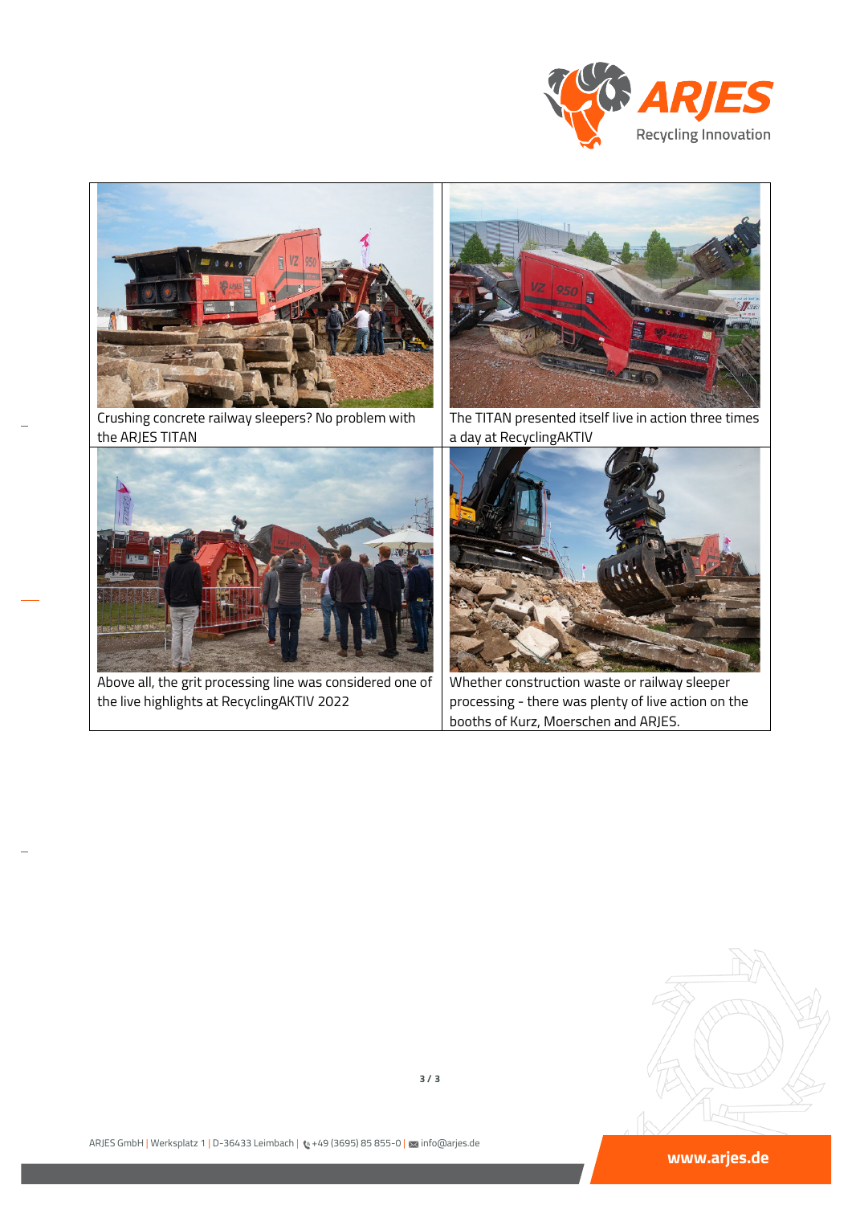Crushing concrete railway sleepers? No problem with the ARJES TITAN

The TITAN presented itself live in action three times a day at RecyclingAKTIV

Above all, the grit processing line was considered one of the live highlights at RecyclingAKTIV 2022

Whether construction waste or railway sleeper processing - there was plenty of live action on the booths of Kurz, Moerschen and ARJES.